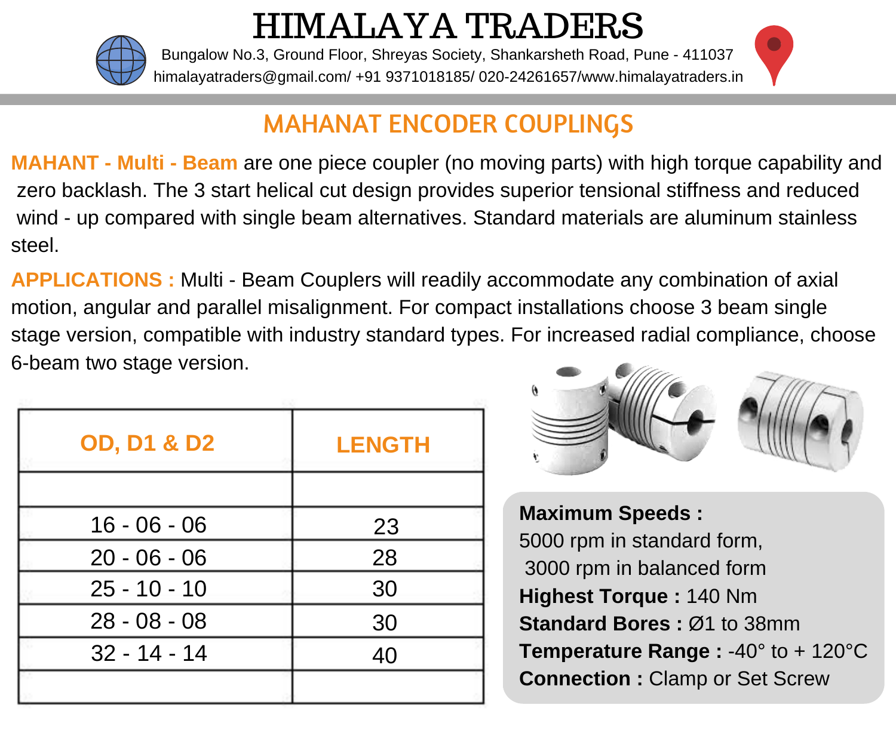# HIMALAYA TRADERS

Bungalow No.3, Ground Floor, Shreyas Society, Shankarsheth Road, Pune - 411037

himalayatraders@gmail.com/ +91 9371018185/ 020-24261657/www.himalayatraders.in

## MAHANAT ENCODER COUPLINGS

**MAHANT - Multi - Beam** are one piece coupler (no moving parts) with high torque capability and zero backlash. The 3 start helical cut design provides superior tensional stiffness and reduced wind - up compared with single beam alternatives. Standard materials are aluminum stainless steel.

**APPLICATIONS :** Multi - Beam Couplers will readily accommodate any combination of axial motion, angular and parallel misalignment. For compact installations choose 3 beam single stage version, compatible with industry standard types. For increased radial compliance, choose 6-beam two stage version.

| OD, D1 & D2 | LENGTH |
|---|---|
| | |
| 16 - 06 - 06 | 23 |
| 20 - 06 - 06 | 28 |
| 25 - 10 - 10 | 30 |
| 28 - 08 - 08 | 30 |
| 32 - 14 - 14 | 40 |
| | |

**Maximum Speeds :**
5000 rpm in standard form,
3000 rpm in balanced form
**Highest Torque :** 140 Nm
**Standard Bores :** Ø1 to 38mm
**Temperature Range :** -40° to + 120°C
**Connection :** Clamp or Set Screw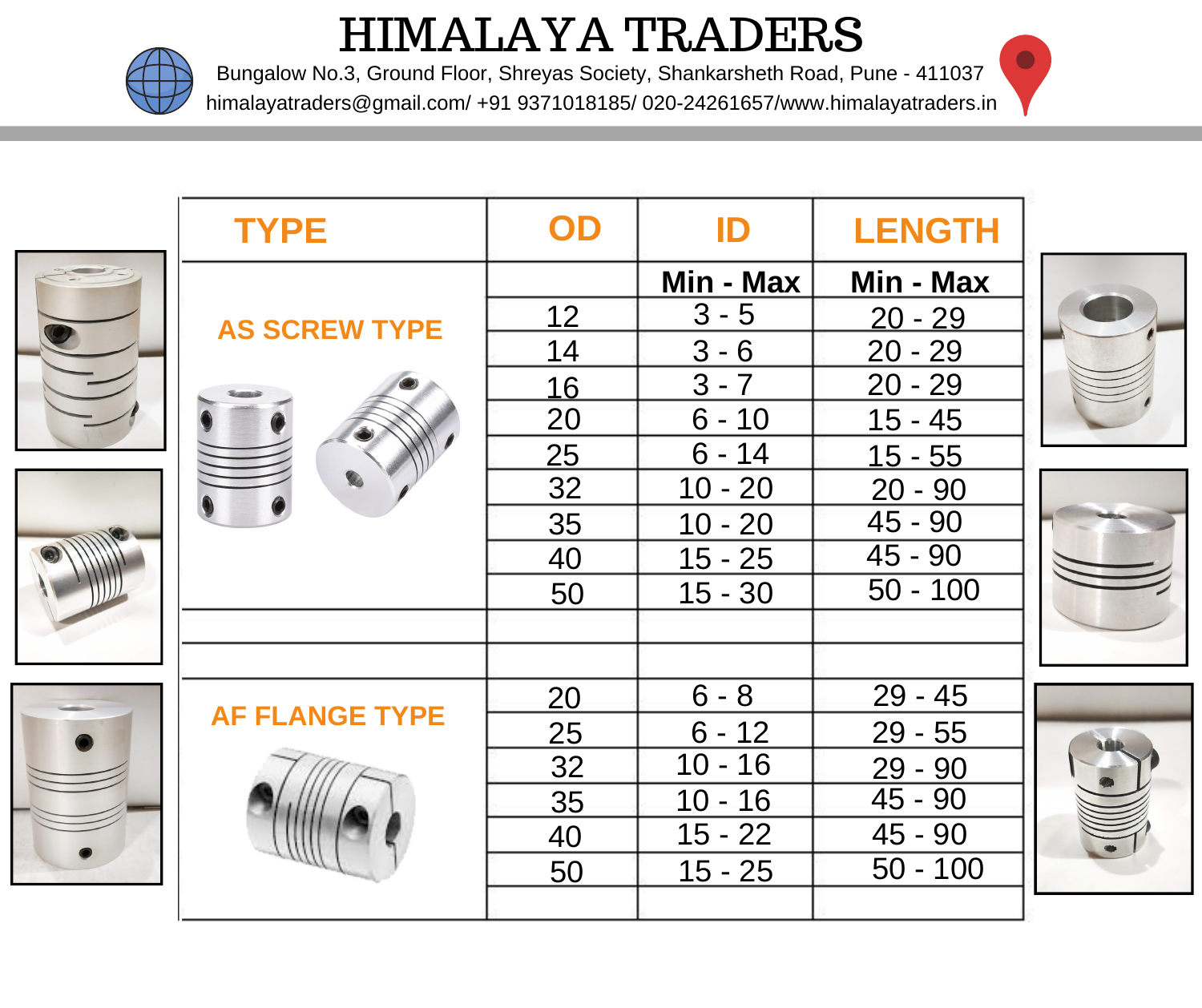# HIMALAYA TRADERS

Bungalow No.3, Ground Floor, Shreyas Society, Shankarsheth Road, Pune - 411037

himalayatraders@gmail.com/ +91 9371018185/ 020-24261657/www.himalayatraders.in

| TYPE | OD | ID | LENGTH |
|---|---|---|---|
| | | Min - Max | Min - Max |
| AS SCREW TYPE | 12 | 3 - 5 | 20 - 29 |
| | 14 | 3 - 6 | 20 - 29 |
| | 16 | 3 - 7 | 20 - 29 |
| | 20 | 6 - 10 | 15 - 45 |
| | 25 | 6 - 14 | 15 - 55 |
| | 32 | 10 - 20 | 20 - 90 |
| | 35 | 10 - 20 | 45 - 90 |
| | 40 | 15 - 25 | 45 - 90 |
| | 50 | 15 - 30 | 50 - 100 |
| | | | |
| | | | |
| AF FLANGE TYPE | 20 | 6 - 8 | 29 - 45 |
| | 25 | 6 - 12 | 29 - 55 |
| | 32 | 10 - 16 | 29 - 90 |
| | 35 | 10 - 16 | 45 - 90 |
| | 40 | 15 - 22 | 45 - 90 |
| | 50 | 15 - 25 | 50 - 100 |
| | | | |